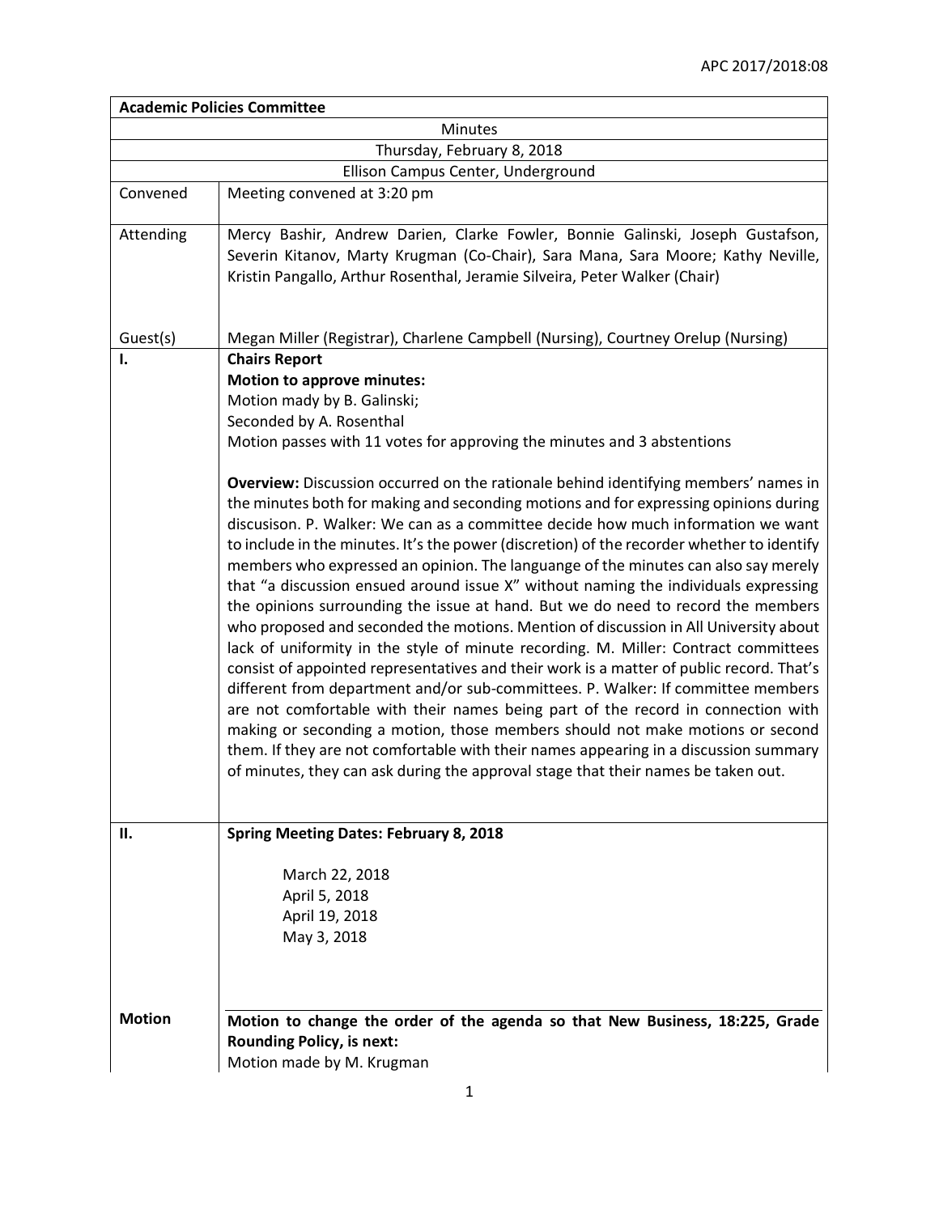APC 2017/2018:08

| **Academic Policies Committee** | |
|---|---|
| Minutes | |
| Thursday, February 8, 2018 | |
| Ellison Campus Center, Underground | |
| Convened | Meeting convened at 3:20 pm |
| Attending | Mercy Bashir, Andrew Darien, Clarke Fowler, Bonnie Galinski, Joseph Gustafson, Severin Kitanov, Marty Krugman (Co-Chair), Sara Mana, Sara Moore; Kathy Neville, Kristin Pangallo, Arthur Rosenthal, Jeramie Silveira, Peter Walker (Chair) |
| Guest(s) | Megan Miller (Registrar), Charlene Campbell (Nursing), Courtney Orelup (Nursing) |
| **I.** | **Chairs Report**<br>**Motion to approve minutes:**<br>Motion mady by B. Galinski;<br>Seconded by A. Rosenthal<br>Motion passes with 11 votes for approving the minutes and 3 abstentions<br><br>**Overview:** Discussion occurred on the rationale behind identifying members' names in the minutes both for making and seconding motions and for expressing opinions during discusison. P. Walker: We can as a committee decide how much information we want to include in the minutes. It's the power (discretion) of the recorder whether to identify members who expressed an opinion. The languange of the minutes can also say merely that "a discussion ensued around issue X" without naming the individuals expressing the opinions surrounding the issue at hand. But we do need to record the members who proposed and seconded the motions. Mention of discussion in All University about lack of uniformity in the style of minute recording. M. Miller: Contract committees consist of appointed representatives and their work is a matter of public record. That's different from department and/or sub-committees. P. Walker: If committee members are not comfortable with their names being part of the record in connection with making or seconding a motion, those members should not make motions or second them. If they are not comfortable with their names appearing in a discussion summary of minutes, they can ask during the approval stage that their names be taken out. |
| **II.** | **Spring Meeting Dates: February 8, 2018**<br><br>March 22, 2018<br>April 5, 2018<br>April 19, 2018<br>May 3, 2018 |
| **Motion** | **Motion to change the order of the agenda so that New Business, 18:225, Grade Rounding Policy, is next:**<br>Motion made by M. Krugman |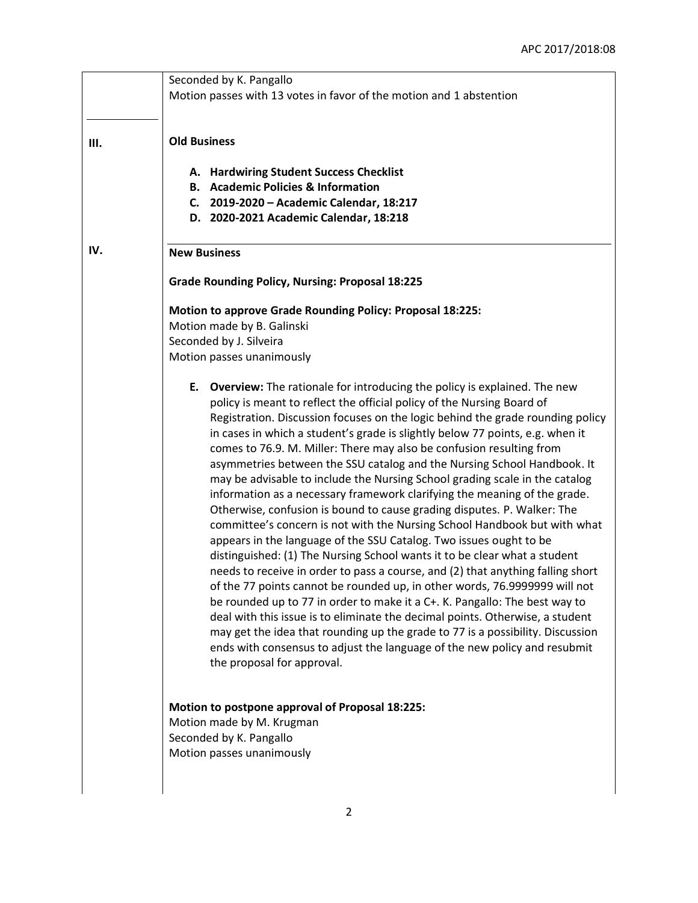Seconded by K. Pangallo
Motion passes with 13 votes in favor of the motion and 1 abstention

## III. Old Business

A. **Hardwiring Student Success Checklist**
B. **Academic Policies & Information**
C. **2019-2020 – Academic Calendar, 18:217**
D. **2020-2021 Academic Calendar, 18:218**

## IV. New Business

**Grade Rounding Policy, Nursing: Proposal 18:225**

**Motion to approve Grade Rounding Policy: Proposal 18:225:**
Motion made by B. Galinski
Seconded by J. Silveira
Motion passes unanimously

E. **Overview:** The rationale for introducing the policy is explained. The new policy is meant to reflect the official policy of the Nursing Board of Registration. Discussion focuses on the logic behind the grade rounding policy in cases in which a student's grade is slightly below 77 points, e.g. when it comes to 76.9. M. Miller: There may also be confusion resulting from asymmetries between the SSU catalog and the Nursing School Handbook. It may be advisable to include the Nursing School grading scale in the catalog information as a necessary framework clarifying the meaning of the grade. Otherwise, confusion is bound to cause grading disputes. P. Walker: The committee's concern is not with the Nursing School Handbook but with what appears in the language of the SSU Catalog. Two issues ought to be distinguished: (1) The Nursing School wants it to be clear what a student needs to receive in order to pass a course, and (2) that anything falling short of the 77 points cannot be rounded up, in other words, 76.9999999 will not be rounded up to 77 in order to make it a C+. K. Pangallo: The best way to deal with this issue is to eliminate the decimal points. Otherwise, a student may get the idea that rounding up the grade to 77 is a possibility. Discussion ends with consensus to adjust the language of the new policy and resubmit the proposal for approval.

**Motion to postpone approval of Proposal 18:225:**
Motion made by M. Krugman
Seconded by K. Pangallo
Motion passes unanimously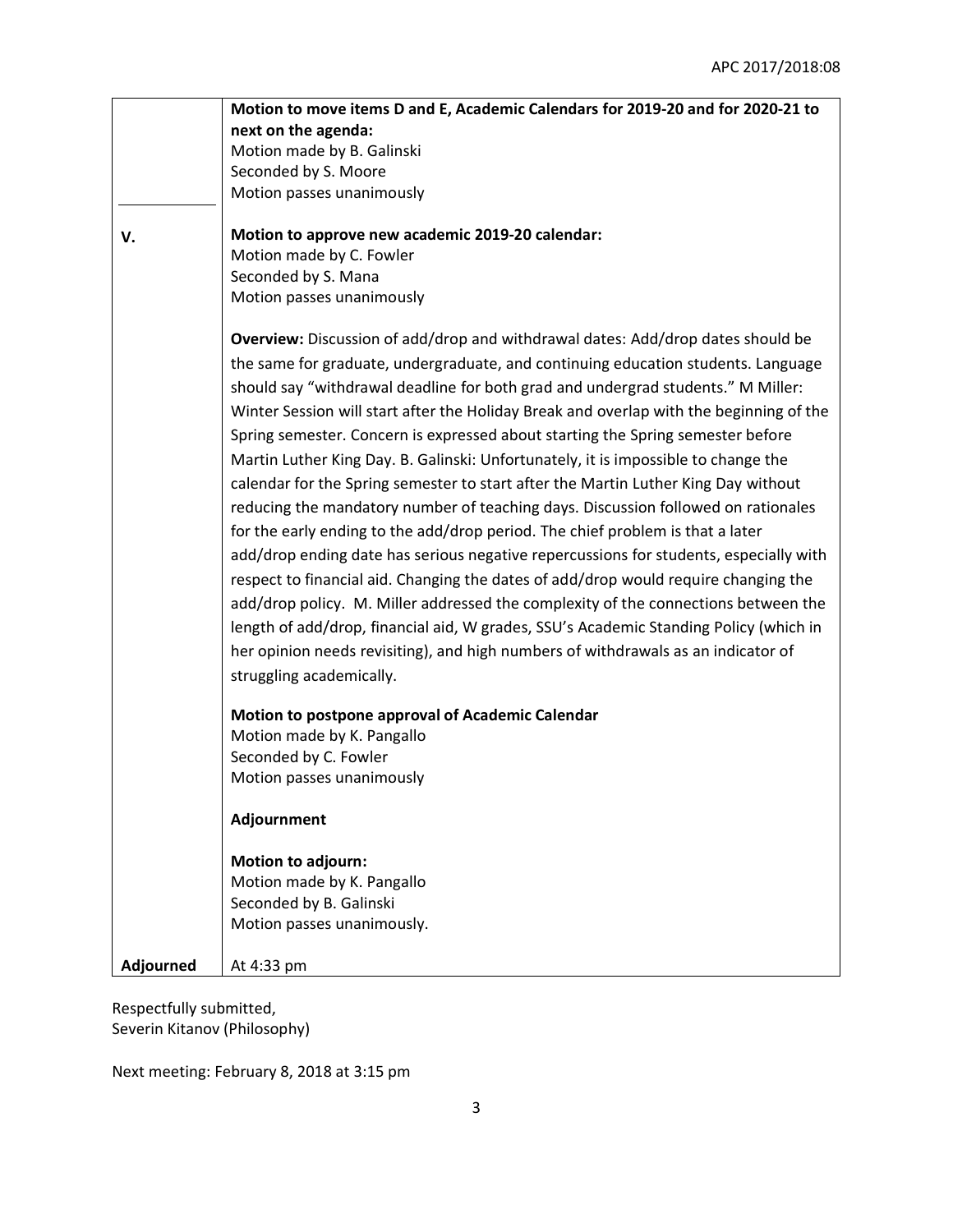| | |
|---|---|
| | **Motion to move items D and E, Academic Calendars for 2019-20 and for 2020-21 to next on the agenda:**<br>Motion made by B. Galinski<br>Seconded by S. Moore<br>Motion passes unanimously |
| **V.** | **Motion to approve new academic 2019-20 calendar:**<br>Motion made by C. Fowler<br>Seconded by S. Mana<br>Motion passes unanimously<br><br>**Overview:** Discussion of add/drop and withdrawal dates: Add/drop dates should be the same for graduate, undergraduate, and continuing education students. Language should say "withdrawal deadline for both grad and undergrad students." M Miller: Winter Session will start after the Holiday Break and overlap with the beginning of the Spring semester. Concern is expressed about starting the Spring semester before Martin Luther King Day. B. Galinski: Unfortunately, it is impossible to change the calendar for the Spring semester to start after the Martin Luther King Day without reducing the mandatory number of teaching days. Discussion followed on rationales for the early ending to the add/drop period. The chief problem is that a later add/drop ending date has serious negative repercussions for students, especially with respect to financial aid. Changing the dates of add/drop would require changing the add/drop policy. M. Miller addressed the complexity of the connections between the length of add/drop, financial aid, W grades, SSU's Academic Standing Policy (which in her opinion needs revisiting), and high numbers of withdrawals as an indicator of struggling academically.<br><br>**Motion to postpone approval of Academic Calendar**<br>Motion made by K. Pangallo<br>Seconded by C. Fowler<br>Motion passes unanimously<br><br>**Adjournment**<br><br>**Motion to adjourn:**<br>Motion made by K. Pangallo<br>Seconded by B. Galinski<br>Motion passes unanimously. |
| **Adjourned** | At 4:33 pm |

Respectfully submitted,
Severin Kitanov (Philosophy)

Next meeting: February 8, 2018 at 3:15 pm